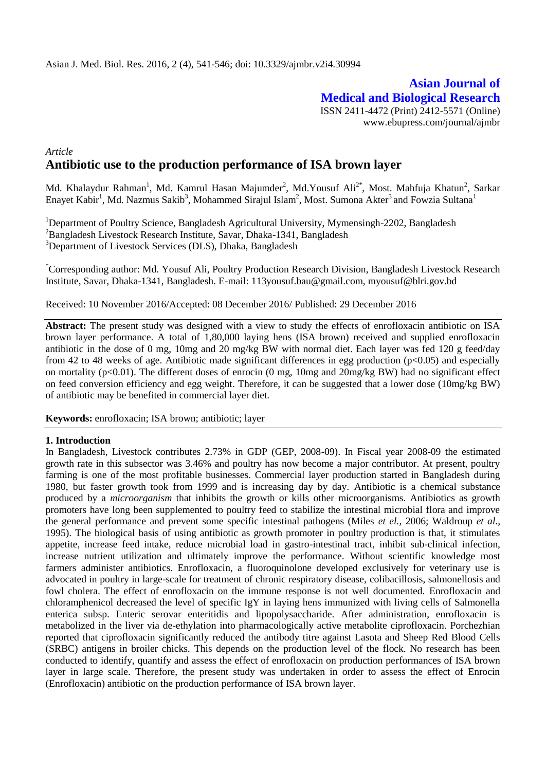Asian J. Med. Biol. Res. 2016, 2 (4), 541-546; doi: 10.3329/ajmbr.v2i4.30994

**Asian Journal of Medical and Biological Research**

ISSN 2411-4472 (Print) 2412-5571 (Online)
www.ebupress.com/journal/ajmbr

*Article*

# Antibiotic use to the production performance of ISA brown layer

Md. Khalaydur Rahman[1], Md. Kamrul Hasan Majumder[2], Md.Yousuf Ali[2*], Most. Mahfuja Khatun[2], Sarkar Enayet Kabir[1], Md. Nazmus Sakib[3], Mohammed Sirajul Islam[2], Most. Sumona Akter[3] and Fowzia Sultana[1]

[1]Department of Poultry Science, Bangladesh Agricultural University, Mymensingh-2202, Bangladesh
[2]Bangladesh Livestock Research Institute, Savar, Dhaka-1341, Bangladesh
[3]Department of Livestock Services (DLS), Dhaka, Bangladesh

[*]Corresponding author: Md. Yousuf Ali, Poultry Production Research Division, Bangladesh Livestock Research Institute, Savar, Dhaka-1341, Bangladesh. E-mail: 113yousuf.bau@gmail.com, myousuf@blri.gov.bd

Received: 10 November 2016/Accepted: 08 December 2016/ Published: 29 December 2016

**Abstract:** The present study was designed with a view to study the effects of enrofloxacin antibiotic on ISA brown layer performance. A total of 1,80,000 laying hens (ISA brown) received and supplied enrofloxacin antibiotic in the dose of 0 mg, 10mg and 20 mg/kg BW with normal diet. Each layer was fed 120 g feed/day from 42 to 48 weeks of age. Antibiotic made significant differences in egg production ($p<0.05$) and especially on mortality ($p<0.01$). The different doses of enrocin (0 mg, 10mg and 20mg/kg BW) had no significant effect on feed conversion efficiency and egg weight. Therefore, it can be suggested that a lower dose (10mg/kg BW) of antibiotic may be benefited in commercial layer diet.

**Keywords:** enrofloxacin; ISA brown; antibiotic; layer

## 1. Introduction

In Bangladesh, Livestock contributes 2.73% in GDP (GEP, 2008-09). In Fiscal year 2008-09 the estimated growth rate in this subsector was 3.46% and poultry has now become a major contributor. At present, poultry farming is one of the most profitable businesses. Commercial layer production started in Bangladesh during 1980, but faster growth took from 1999 and is increasing day by day. Antibiotic is a chemical substance produced by a *microorganism* that inhibits the growth or kills other microorganisms. Antibiotics as growth promoters have long been supplemented to poultry feed to stabilize the intestinal microbial flora and improve the general performance and prevent some specific intestinal pathogens (Miles *et el.*, 2006; Waldroup *et al.*, 1995). The biological basis of using antibiotic as growth promoter in poultry production is that, it stimulates appetite, increase feed intake, reduce microbial load in gastro-intestinal tract, inhibit sub-clinical infection, increase nutrient utilization and ultimately improve the performance. Without scientific knowledge most farmers administer antibiotics. Enrofloxacin, a fluoroquinolone developed exclusively for veterinary use is advocated in poultry in large-scale for treatment of chronic respiratory disease, colibacillosis, salmonellosis and fowl cholera. The effect of enrofloxacin on the immune response is not well documented. Enrofloxacin and chloramphenicol decreased the level of specific IgY in laying hens immunized with living cells of Salmonella enterica subsp. Enteric serovar enteritidis and lipopolysaccharide. After administration, enrofloxacin is metabolized in the liver via de-ethylation into pharmacologically active metabolite ciprofloxacin. Porchezhian reported that ciprofloxacin significantly reduced the antibody titre against Lasota and Sheep Red Blood Cells (SRBC) antigens in broiler chicks. This depends on the production level of the flock. No research has been conducted to identify, quantify and assess the effect of enrofloxacin on production performances of ISA brown layer in large scale. Therefore, the present study was undertaken in order to assess the effect of Enrocin (Enrofloxacin) antibiotic on the production performance of ISA brown layer.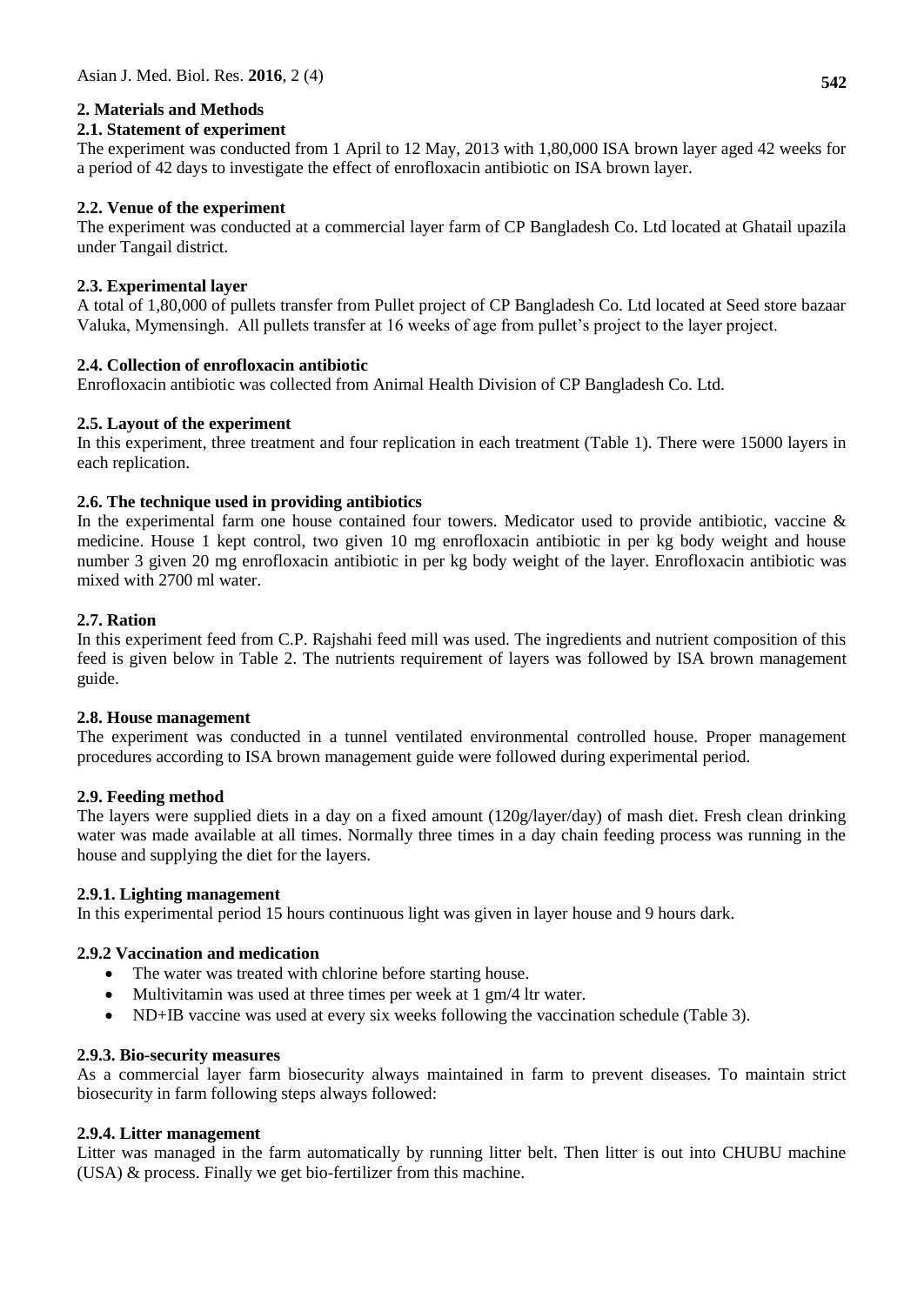## 2. Materials and Methods

### 2.1. Statement of experiment

The experiment was conducted from 1 April to 12 May, 2013 with 1,80,000 ISA brown layer aged 42 weeks for a period of 42 days to investigate the effect of enrofloxacin antibiotic on ISA brown layer.

### 2.2. Venue of the experiment

The experiment was conducted at a commercial layer farm of CP Bangladesh Co. Ltd located at Ghatail upazila under Tangail district.

### 2.3. Experimental layer

A total of 1,80,000 of pullets transfer from Pullet project of CP Bangladesh Co. Ltd located at Seed store bazaar Valuka, Mymensingh. All pullets transfer at 16 weeks of age from pullet's project to the layer project.

### 2.4. Collection of enrofloxacin antibiotic

Enrofloxacin antibiotic was collected from Animal Health Division of CP Bangladesh Co. Ltd.

### 2.5. Layout of the experiment

In this experiment, three treatment and four replication in each treatment (Table 1). There were 15000 layers in each replication.

### 2.6. The technique used in providing antibiotics

In the experimental farm one house contained four towers. Medicator used to provide antibiotic, vaccine & medicine. House 1 kept control, two given 10 mg enrofloxacin antibiotic in per kg body weight and house number 3 given 20 mg enrofloxacin antibiotic in per kg body weight of the layer. Enrofloxacin antibiotic was mixed with 2700 ml water.

### 2.7. Ration

In this experiment feed from C.P. Rajshahi feed mill was used. The ingredients and nutrient composition of this feed is given below in Table 2. The nutrients requirement of layers was followed by ISA brown management guide.

### 2.8. House management

The experiment was conducted in a tunnel ventilated environmental controlled house. Proper management procedures according to ISA brown management guide were followed during experimental period.

### 2.9. Feeding method

The layers were supplied diets in a day on a fixed amount (120g/layer/day) of mash diet. Fresh clean drinking water was made available at all times. Normally three times in a day chain feeding process was running in the house and supplying the diet for the layers.

#### 2.9.1. Lighting management

In this experimental period 15 hours continuous light was given in layer house and 9 hours dark.

#### 2.9.2 Vaccination and medication

- The water was treated with chlorine before starting house.
- Multivitamin was used at three times per week at 1 gm/4 ltr water.
- ND+IB vaccine was used at every six weeks following the vaccination schedule (Table 3).

#### 2.9.3. Bio-security measures

As a commercial layer farm biosecurity always maintained in farm to prevent diseases. To maintain strict biosecurity in farm following steps always followed:

#### 2.9.4. Litter management

Litter was managed in the farm automatically by running litter belt. Then litter is out into CHUBU machine (USA) & process. Finally we get bio-fertilizer from this machine.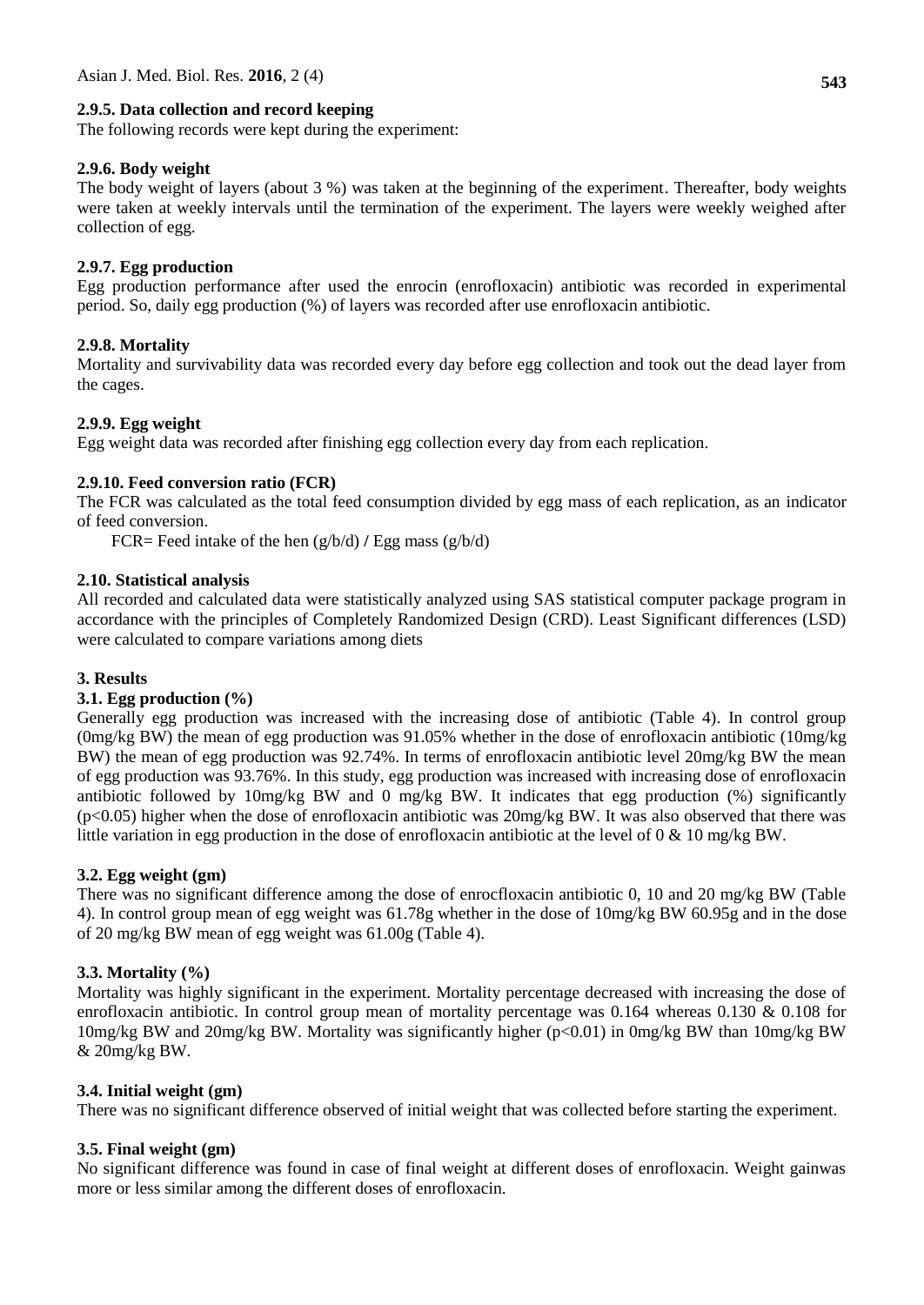#### 2.9.5. Data collection and record keeping

The following records were kept during the experiment:

#### 2.9.6. Body weight

The body weight of layers (about 3 %) was taken at the beginning of the experiment. Thereafter, body weights were taken at weekly intervals until the termination of the experiment. The layers were weekly weighed after collection of egg.

#### 2.9.7. Egg production

Egg production performance after used the enrocin (enrofloxacin) antibiotic was recorded in experimental period. So, daily egg production (%) of layers was recorded after use enrofloxacin antibiotic.

#### 2.9.8. Mortality

Mortality and survivability data was recorded every day before egg collection and took out the dead layer from the cages.

#### 2.9.9. Egg weight

Egg weight data was recorded after finishing egg collection every day from each replication.

#### 2.9.10. Feed conversion ratio (FCR)

The FCR was calculated as the total feed consumption divided by egg mass of each replication, as an indicator of feed conversion.

FCR= Feed intake of the hen (g/b/d) **/** Egg mass (g/b/d)

### 2.10. Statistical analysis

All recorded and calculated data were statistically analyzed using SAS statistical computer package program in accordance with the principles of Completely Randomized Design (CRD). Least Significant differences (LSD) were calculated to compare variations among diets

## 3. Results

### 3.1. Egg production (%)

Generally egg production was increased with the increasing dose of antibiotic (Table 4). In control group (0mg/kg BW) the mean of egg production was 91.05% whether in the dose of enrofloxacin antibiotic (10mg/kg BW) the mean of egg production was 92.74%. In terms of enrofloxacin antibiotic level 20mg/kg BW the mean of egg production was 93.76%. In this study, egg production was increased with increasing dose of enrofloxacin antibiotic followed by 10mg/kg BW and 0 mg/kg BW. It indicates that egg production (%) significantly ($p<0.05$) higher when the dose of enrofloxacin antibiotic was 20mg/kg BW. It was also observed that there was little variation in egg production in the dose of enrofloxacin antibiotic at the level of 0 & 10 mg/kg BW.

### 3.2. Egg weight (gm)

There was no significant difference among the dose of enrocfloxacin antibiotic 0, 10 and 20 mg/kg BW (Table 4). In control group mean of egg weight was 61.78g whether in the dose of 10mg/kg BW 60.95g and in the dose of 20 mg/kg BW mean of egg weight was 61.00g (Table 4).

### 3.3. Mortality (%)

Mortality was highly significant in the experiment. Mortality percentage decreased with increasing the dose of enrofloxacin antibiotic. In control group mean of mortality percentage was 0.164 whereas 0.130 & 0.108 for 10mg/kg BW and 20mg/kg BW. Mortality was significantly higher ($p<0.01$) in 0mg/kg BW than 10mg/kg BW & 20mg/kg BW.

### 3.4. Initial weight (gm)

There was no significant difference observed of initial weight that was collected before starting the experiment.

### 3.5. Final weight (gm)

No significant difference was found in case of final weight at different doses of enrofloxacin. Weight gainwas more or less similar among the different doses of enrofloxacin.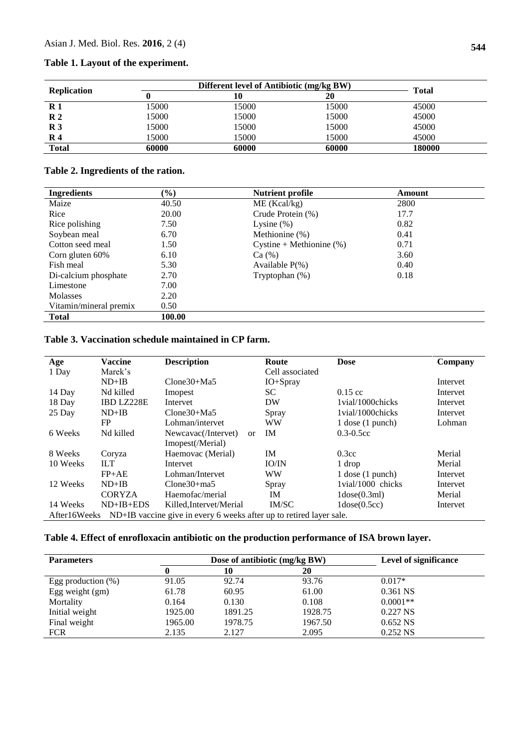**Table 1. Layout of the experiment.**

| Replication | Different level of Antibiotic (mg/kg BW) | | | Total |
|---|---|---|---|---|
| | 0 | 10 | 20 | |
| **R 1** | 15000 | 15000 | 15000 | 45000 |
| **R 2** | 15000 | 15000 | 15000 | 45000 |
| **R 3** | 15000 | 15000 | 15000 | 45000 |
| **R 4** | 15000 | 15000 | 15000 | 45000 |
| **Total** | **60000** | **60000** | **60000** | **180000** |

**Table 2. Ingredients of the ration.**

| Ingredients | (%) | Nutrient profile | Amount |
|---|---|---|---|
| Maize | 40.50 | ME (Kcal/kg) | 2800 |
| Rice | 20.00 | Crude Protein (%) | 17.7 |
| Rice polishing | 7.50 | Lysine (%) | 0.82 |
| Soybean meal | 6.70 | Methionine (%) | 0.41 |
| Cotton seed meal | 1.50 | Cystine + Methionine (%) | 0.71 |
| Corn gluten 60% | 6.10 | Ca (%) | 3.60 |
| Fish meal | 5.30 | Available P(%) | 0.40 |
| Di-calcium phosphate | 2.70 | Tryptophan (%) | 0.18 |
| Limestone | 7.00 | | |
| Molasses | 2.20 | | |
| Vitamin/mineral premix | 0.50 | | |
| **Total** | **100.00** | | |

**Table 3. Vaccination schedule maintained in CP farm.**

| Age | Vaccine | Description | Route | Dose | Company |
|---|---|---|---|---|---|
| 1 Day | Marek's | | Cell associated | | |
| | ND+IB | Clone30+Ma5 | IO+Spray | | Intervet |
| 14 Day | Nd killed | Imopest | SC | 0.15 cc | Intervet |
| 18 Day | IBD LZ228E | Intervet | DW | 1vial/1000chicks | Intervet |
| 25 Day | ND+IB | Clone30+Ma5 | Spray | 1vial/1000chicks | Intervet |
| | FP | Lohman/intervet | WW | 1 dose (1 punch) | Lohman |
| 6 Weeks | Nd killed | Newcavac(/Intervet) or Imopest(/Merial) | IM | 0.3-0.5cc | |
| 8 Weeks | Coryza | Haemovac (Merial) | IM | 0.3cc | Merial |
| 10 Weeks | ILT | Intervet | IO/IN | 1 drop | Merial |
| | FP+AE | Lohman/Intervet | WW | 1 dose (1 punch) | Intervet |
| 12 Weeks | ND+IB | Clone30+ma5 | Spray | 1vial/1000 chicks | Intervet |
| | CORYZA | Haemofac/merial | IM | 1dose(0.3ml) | Merial |
| 14 Weeks | ND+IB+EDS | Killed,Intervet/Merial | IM/SC | 1dose(0.5cc) | Intervet |
| After16Weeks | ND+IB vaccine give in every 6 weeks after up to retired layer sale. | | | | |

**Table 4. Effect of enrofloxacin antibiotic on the production performance of ISA brown layer.**

| Parameters | Dose of antibiotic (mg/kg BW) | | | Level of significance |
|---|---|---|---|---|
| | 0 | 10 | 20 | |
| Egg production (%) | 91.05 | 92.74 | 93.76 | 0.017* |
| Egg weight (gm) | 61.78 | 60.95 | 61.00 | 0.361 NS |
| Mortality | 0.164 | 0.130 | 0.108 | 0.0001** |
| Initial weight | 1925.00 | 1891.25 | 1928.75 | 0.227 NS |
| Final weight | 1965.00 | 1978.75 | 1967.50 | 0.652 NS |
| FCR | 2.135 | 2.127 | 2.095 | 0.252 NS |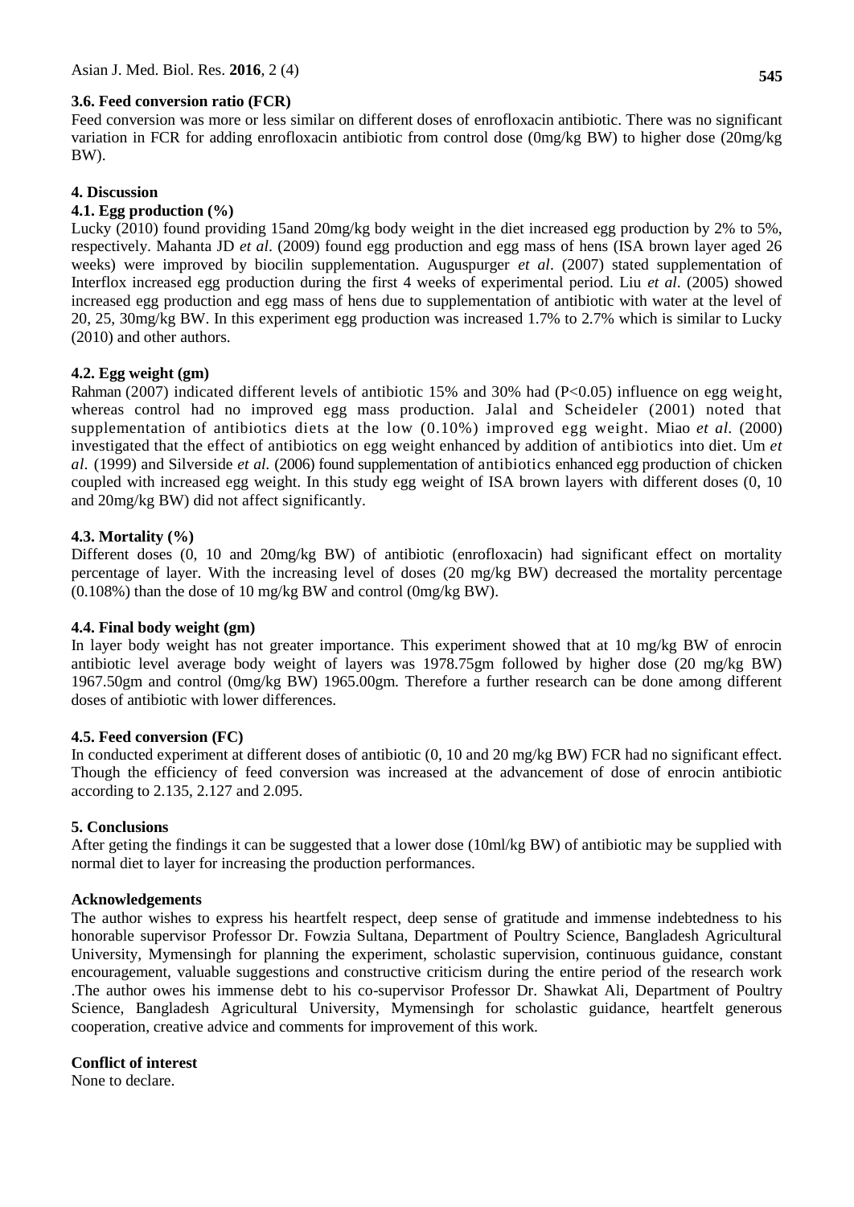### 3.6. Feed conversion ratio (FCR)

Feed conversion was more or less similar on different doses of enrofloxacin antibiotic. There was no significant variation in FCR for adding enrofloxacin antibiotic from control dose (0mg/kg BW) to higher dose (20mg/kg BW).

## 4. Discussion

### 4.1. Egg production (%)

Lucky (2010) found providing 15and 20mg/kg body weight in the diet increased egg production by 2% to 5%, respectively. Mahanta JD *et al*. (2009) found egg production and egg mass of hens (ISA brown layer aged 26 weeks) were improved by biocilin supplementation. Auguspurger *et al*. (2007) stated supplementation of Interflox increased egg production during the first 4 weeks of experimental period. Liu *et al*. (2005) showed increased egg production and egg mass of hens due to supplementation of antibiotic with water at the level of 20, 25, 30mg/kg BW. In this experiment egg production was increased 1.7% to 2.7% which is similar to Lucky (2010) and other authors.

### 4.2. Egg weight (gm)

Rahman (2007) indicated different levels of antibiotic 15% and 30% had ($P<0.05$) influence on egg weight, whereas control had no improved egg mass production. Jalal and Scheideler (2001) noted that supplementation of antibiotics diets at the low (0.10%) improved egg weight. Miao *et al.* (2000) investigated that the effect of antibiotics on egg weight enhanced by addition of antibiotics into diet. Um *et al.* (1999) and Silverside *et al.* (2006) found supplementation of antibiotics enhanced egg production of chicken coupled with increased egg weight. In this study egg weight of ISA brown layers with different doses (0, 10 and 20mg/kg BW) did not affect significantly.

### 4.3. Mortality (%)

Different doses (0, 10 and 20mg/kg BW) of antibiotic (enrofloxacin) had significant effect on mortality percentage of layer. With the increasing level of doses (20 mg/kg BW) decreased the mortality percentage (0.108%) than the dose of 10 mg/kg BW and control (0mg/kg BW).

### 4.4. Final body weight (gm)

In layer body weight has not greater importance. This experiment showed that at 10 mg/kg BW of enrocin antibiotic level average body weight of layers was 1978.75gm followed by higher dose (20 mg/kg BW) 1967.50gm and control (0mg/kg BW) 1965.00gm. Therefore a further research can be done among different doses of antibiotic with lower differences.

### 4.5. Feed conversion (FC)

In conducted experiment at different doses of antibiotic (0, 10 and 20 mg/kg BW) FCR had no significant effect. Though the efficiency of feed conversion was increased at the advancement of dose of enrocin antibiotic according to 2.135, 2.127 and 2.095.

## 5. Conclusions

After geting the findings it can be suggested that a lower dose (10ml/kg BW) of antibiotic may be supplied with normal diet to layer for increasing the production performances.

## Acknowledgements

The author wishes to express his heartfelt respect, deep sense of gratitude and immense indebtedness to his honorable supervisor Professor Dr. Fowzia Sultana, Department of Poultry Science, Bangladesh Agricultural University, Mymensingh for planning the experiment, scholastic supervision, continuous guidance, constant encouragement, valuable suggestions and constructive criticism during the entire period of the research work .The author owes his immense debt to his co-supervisor Professor Dr. Shawkat Ali, Department of Poultry Science, Bangladesh Agricultural University, Mymensingh for scholastic guidance, heartfelt generous cooperation, creative advice and comments for improvement of this work.

## Conflict of interest

None to declare.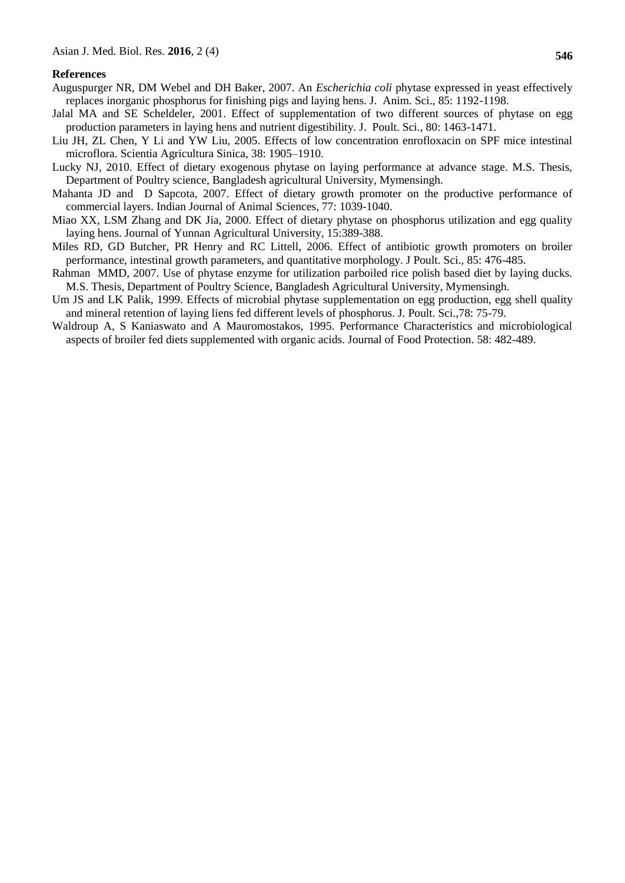### References

Auguspurger NR, DM Webel and DH Baker, 2007. An *Escherichia coli* phytase expressed in yeast effectively replaces inorganic phosphorus for finishing pigs and laying hens. J. Anim. Sci., 85: 1192-1198.

Jalal MA and SE Scheldeler, 2001. Effect of supplementation of two different sources of phytase on egg production parameters in laying hens and nutrient digestibility. J. Poult. Sci., 80: 1463-1471.

Liu JH, ZL Chen, Y Li and YW Liu, 2005. Effects of low concentration enrofloxacin on SPF mice intestinal microflora. Scientia Agricultura Sinica, 38: 1905–1910.

Lucky NJ, 2010. Effect of dietary exogenous phytase on laying performance at advance stage. M.S. Thesis, Department of Poultry science, Bangladesh agricultural University, Mymensingh.

Mahanta JD and D Sapcota, 2007. Effect of dietary growth promoter on the productive performance of commercial layers. Indian Journal of Animal Sciences, 77: 1039-1040.

Miao XX, LSM Zhang and DK Jia, 2000. Effect of dietary phytase on phosphorus utilization and egg quality laying hens. Journal of Yunnan Agricultural University, 15:389-388.

Miles RD, GD Butcher, PR Henry and RC Littell, 2006. Effect of antibiotic growth promoters on broiler performance, intestinal growth parameters, and quantitative morphology. J Poult. Sci., 85: 476-485.

Rahman MMD, 2007. Use of phytase enzyme for utilization parboiled rice polish based diet by laying ducks. M.S. Thesis, Department of Poultry Science, Bangladesh Agricultural University, Mymensingh.

Um JS and LK Palik, 1999. Effects of microbial phytase supplementation on egg production, egg shell quality and mineral retention of laying liens fed different levels of phosphorus. J. Poult. Sci.,78: 75-79.

Waldroup A, S Kaniaswato and A Mauromostakos, 1995. Performance Characteristics and microbiological aspects of broiler fed diets supplemented with organic acids. Journal of Food Protection. 58: 482-489.